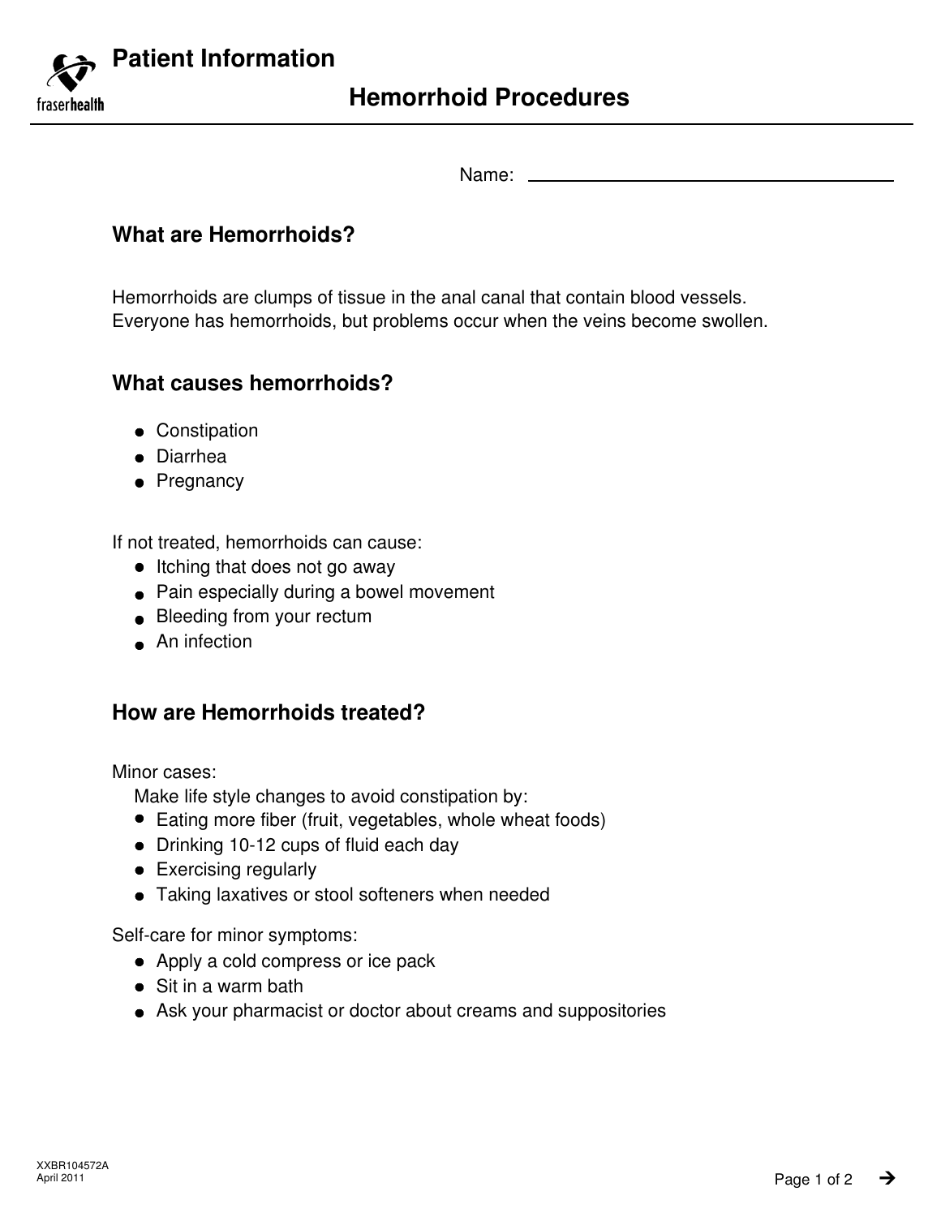# Patient Information

## Hemorrhoid Procedures

Name: ________________________________

### What are Hemorrhoids?

Hemorrhoids are clumps of tissue in the anal canal that contain blood vessels. Everyone has hemorrhoids, but problems occur when the veins become swollen.

### What causes hemorrhoids?

- Constipation
- Diarrhea
- Pregnancy

If not treated, hemorrhoids can cause:

- Itching that does not go away
- Pain especially during a bowel movement
- Bleeding from your rectum
- An infection

### How are Hemorrhoids treated?

Minor cases:

Make life style changes to avoid constipation by:

- Eating more fiber (fruit, vegetables, whole wheat foods)
- Drinking 10-12 cups of fluid each day
- Exercising regularly
- Taking laxatives or stool softeners when needed

Self-care for minor symptoms:

- Apply a cold compress or ice pack
- Sit in a warm bath
- Ask your pharmacist or doctor about creams and suppositories

XXBR104572A
April 2011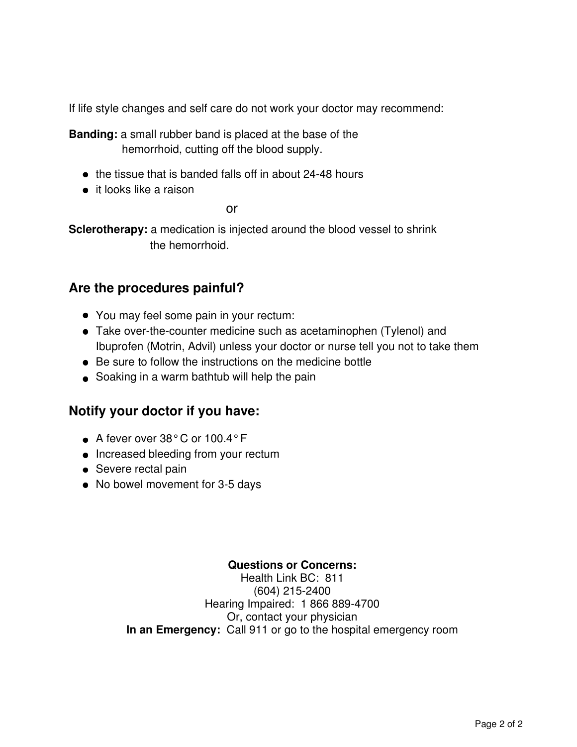If life style changes and self care do not work your doctor may recommend:

**Banding:** a small rubber band is placed at the base of the hemorrhoid, cutting off the blood supply.

- the tissue that is banded falls off in about 24-48 hours
- it looks like a raison

or

**Sclerotherapy:** a medication is injected around the blood vessel to shrink the hemorrhoid.

## Are the procedures painful?

- You may feel some pain in your rectum:
- Take over-the-counter medicine such as acetaminophen (Tylenol) and Ibuprofen (Motrin, Advil) unless your doctor or nurse tell you not to take them
- Be sure to follow the instructions on the medicine bottle
- Soaking in a warm bathtub will help the pain

## Notify your doctor if you have:

- A fever over 38° C or 100.4° F
- Increased bleeding from your rectum
- Severe rectal pain
- No bowel movement for 3-5 days

**Questions or Concerns:**
Health Link BC: 811
(604) 215-2400
Hearing Impaired: 1 866 889-4700
Or, contact your physician
**In an Emergency:** Call 911 or go to the hospital emergency room